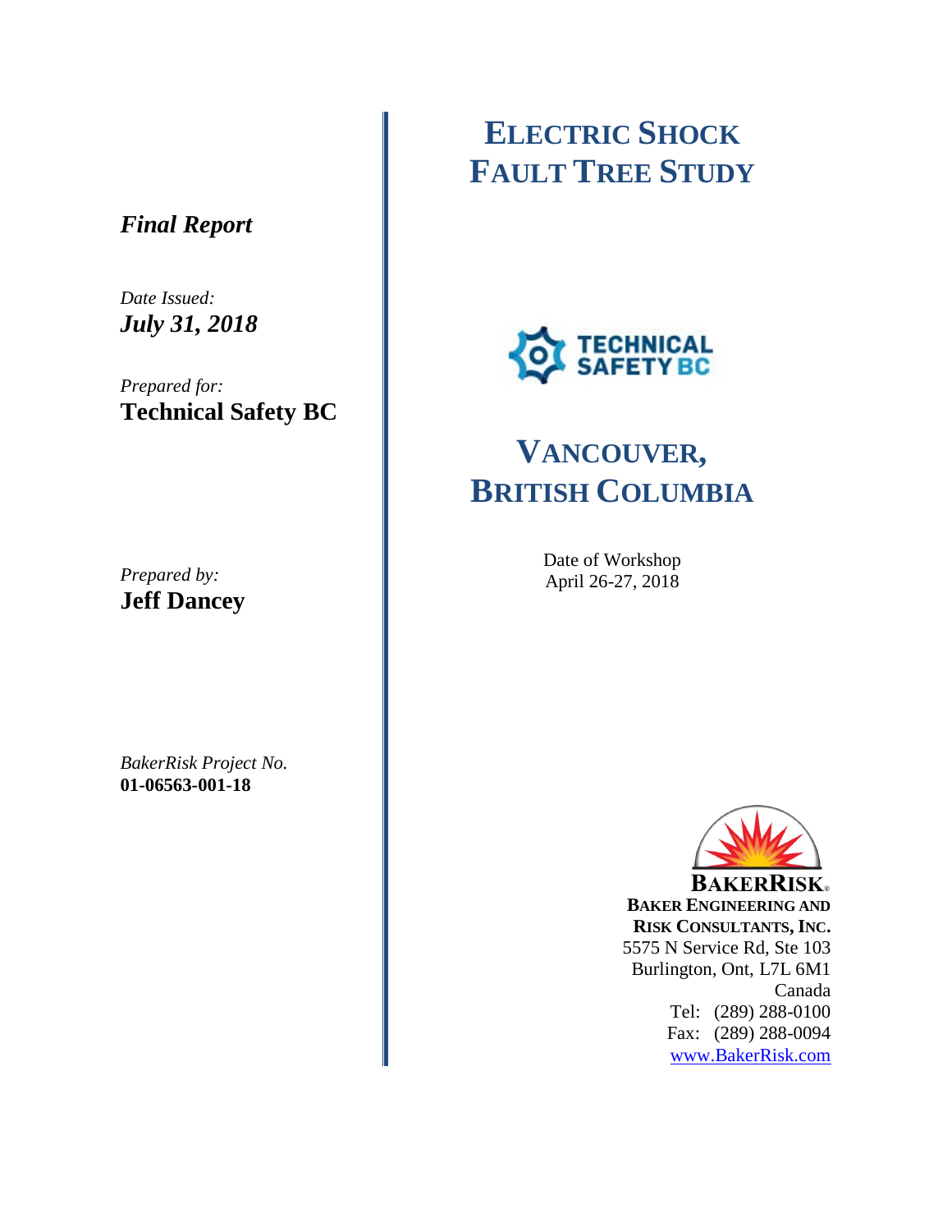# ELECTRIC SHOCK FAULT TREE STUDY

*Final Report*

*Date Issued:*
***July 31, 2018***

*Prepared for:*
**Technical Safety BC**

TECHNICAL SAFETY BC

## VANCOUVER, BRITISH COLUMBIA

Date of Workshop
April 26-27, 2018

*Prepared by:*
**Jeff Dancey**

*BakerRisk Project No.*
**01-06563-001-18**

**BAKERRISK**
**BAKER ENGINEERING AND RISK CONSULTANTS, INC.**
5575 N Service Rd, Ste 103
Burlington, Ont, L7L 6M1
Canada
Tel: (289) 288-0100
Fax: (289) 288-0094
www.BakerRisk.com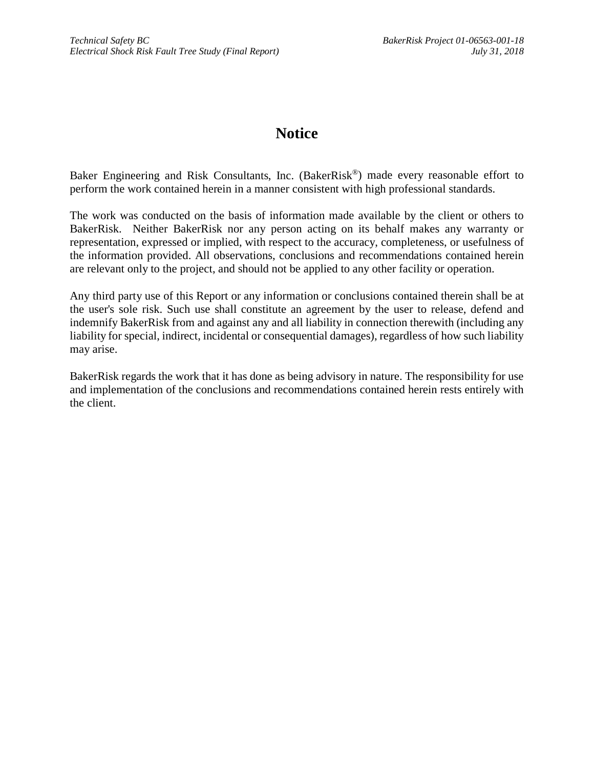# Notice

Baker Engineering and Risk Consultants, Inc. (BakerRisk®) made every reasonable effort to perform the work contained herein in a manner consistent with high professional standards.

The work was conducted on the basis of information made available by the client or others to BakerRisk. Neither BakerRisk nor any person acting on its behalf makes any warranty or representation, expressed or implied, with respect to the accuracy, completeness, or usefulness of the information provided. All observations, conclusions and recommendations contained herein are relevant only to the project, and should not be applied to any other facility or operation.

Any third party use of this Report or any information or conclusions contained therein shall be at the user's sole risk. Such use shall constitute an agreement by the user to release, defend and indemnify BakerRisk from and against any and all liability in connection therewith (including any liability for special, indirect, incidental or consequential damages), regardless of how such liability may arise.

BakerRisk regards the work that it has done as being advisory in nature. The responsibility for use and implementation of the conclusions and recommendations contained herein rests entirely with the client.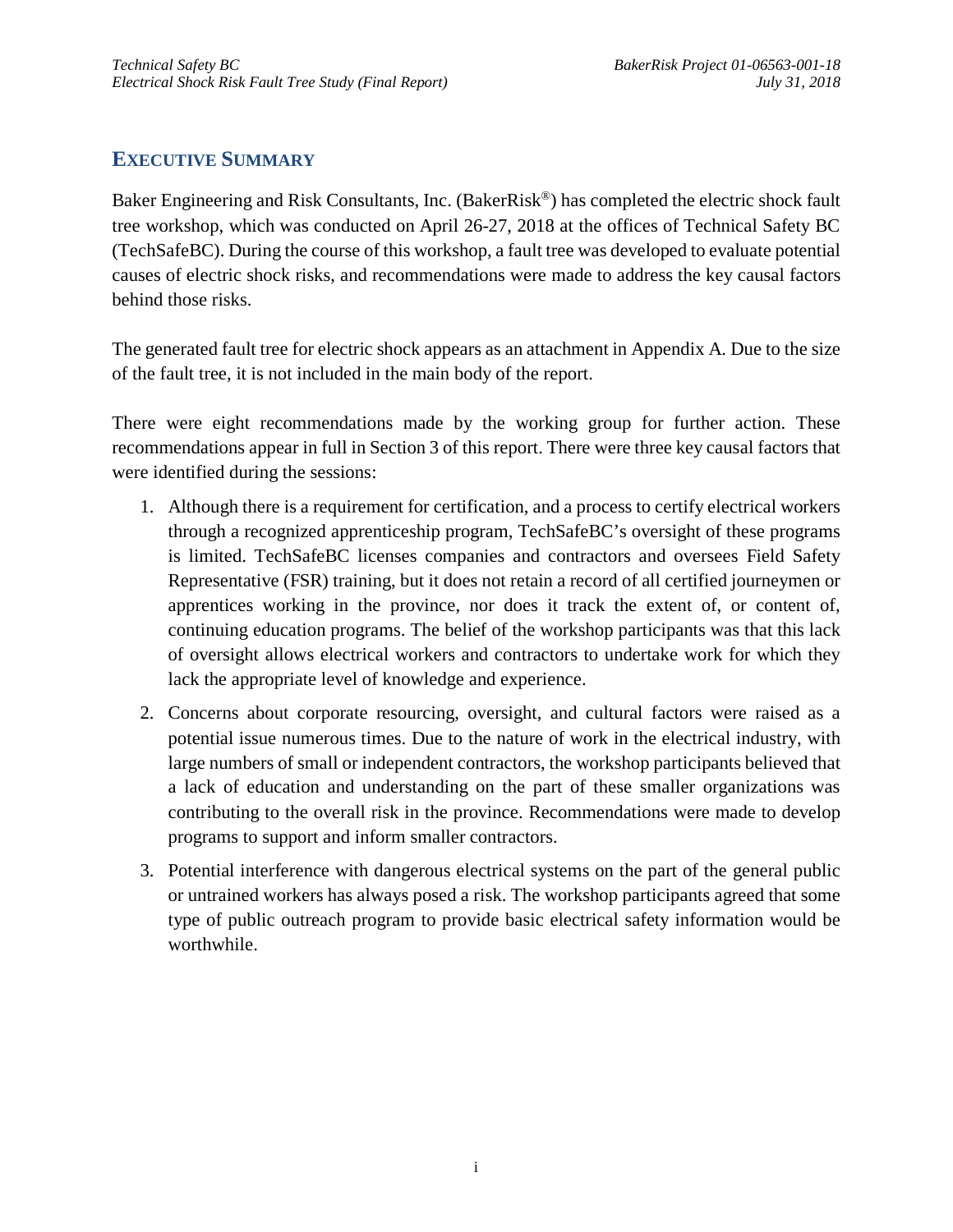# EXECUTIVE SUMMARY

Baker Engineering and Risk Consultants, Inc. (BakerRisk®) has completed the electric shock fault tree workshop, which was conducted on April 26-27, 2018 at the offices of Technical Safety BC (TechSafeBC). During the course of this workshop, a fault tree was developed to evaluate potential causes of electric shock risks, and recommendations were made to address the key causal factors behind those risks.

The generated fault tree for electric shock appears as an attachment in Appendix A. Due to the size of the fault tree, it is not included in the main body of the report.

There were eight recommendations made by the working group for further action. These recommendations appear in full in Section 3 of this report. There were three key causal factors that were identified during the sessions:

1. Although there is a requirement for certification, and a process to certify electrical workers through a recognized apprenticeship program, TechSafeBC's oversight of these programs is limited. TechSafeBC licenses companies and contractors and oversees Field Safety Representative (FSR) training, but it does not retain a record of all certified journeymen or apprentices working in the province, nor does it track the extent of, or content of, continuing education programs. The belief of the workshop participants was that this lack of oversight allows electrical workers and contractors to undertake work for which they lack the appropriate level of knowledge and experience.
2. Concerns about corporate resourcing, oversight, and cultural factors were raised as a potential issue numerous times. Due to the nature of work in the electrical industry, with large numbers of small or independent contractors, the workshop participants believed that a lack of education and understanding on the part of these smaller organizations was contributing to the overall risk in the province. Recommendations were made to develop programs to support and inform smaller contractors.
3. Potential interference with dangerous electrical systems on the part of the general public or untrained workers has always posed a risk. The workshop participants agreed that some type of public outreach program to provide basic electrical safety information would be worthwhile.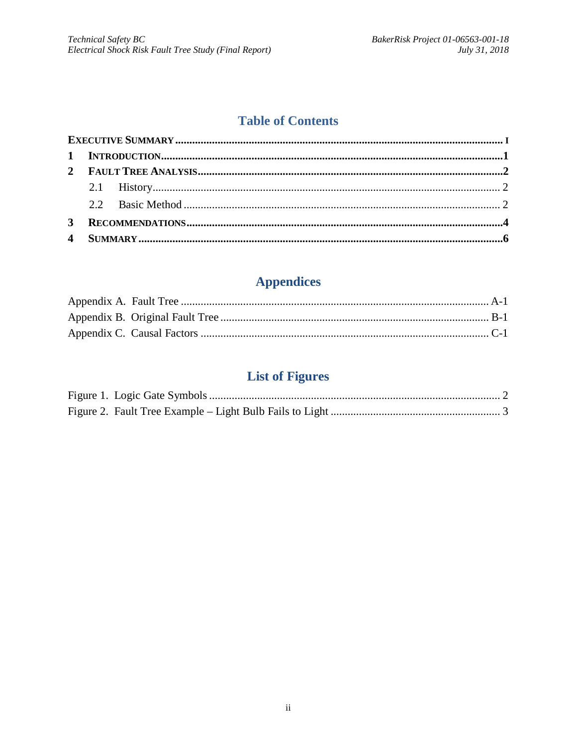# Table of Contents

**EXECUTIVE SUMMARY** .......... **I**

**1 INTRODUCTION** .......... **1**

**2 FAULT TREE ANALYSIS** .......... **2**

- 2.1 History .......... 2
- 2.2 Basic Method .......... 2

**3 RECOMMENDATIONS** .......... **4**

**4 SUMMARY** .......... **6**

# Appendices

Appendix A. Fault Tree .......... A-1

Appendix B. Original Fault Tree .......... B-1

Appendix C. Causal Factors .......... C-1

# List of Figures

Figure 1. Logic Gate Symbols .......... 2

Figure 2. Fault Tree Example – Light Bulb Fails to Light .......... 3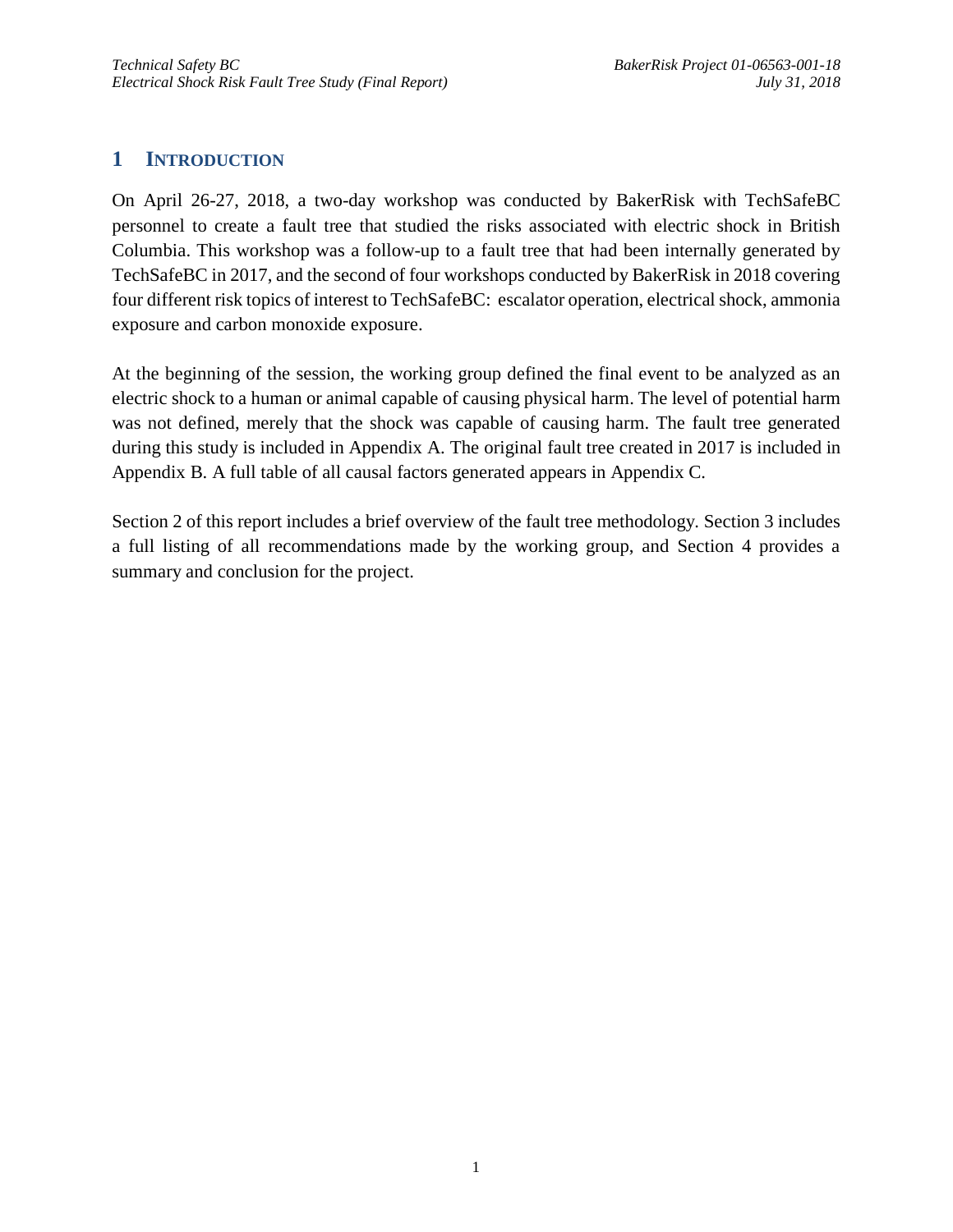# 1 INTRODUCTION

On April 26-27, 2018, a two-day workshop was conducted by BakerRisk with TechSafeBC personnel to create a fault tree that studied the risks associated with electric shock in British Columbia. This workshop was a follow-up to a fault tree that had been internally generated by TechSafeBC in 2017, and the second of four workshops conducted by BakerRisk in 2018 covering four different risk topics of interest to TechSafeBC: escalator operation, electrical shock, ammonia exposure and carbon monoxide exposure.

At the beginning of the session, the working group defined the final event to be analyzed as an electric shock to a human or animal capable of causing physical harm. The level of potential harm was not defined, merely that the shock was capable of causing harm. The fault tree generated during this study is included in Appendix A. The original fault tree created in 2017 is included in Appendix B. A full table of all causal factors generated appears in Appendix C.

Section 2 of this report includes a brief overview of the fault tree methodology. Section 3 includes a full listing of all recommendations made by the working group, and Section 4 provides a summary and conclusion for the project.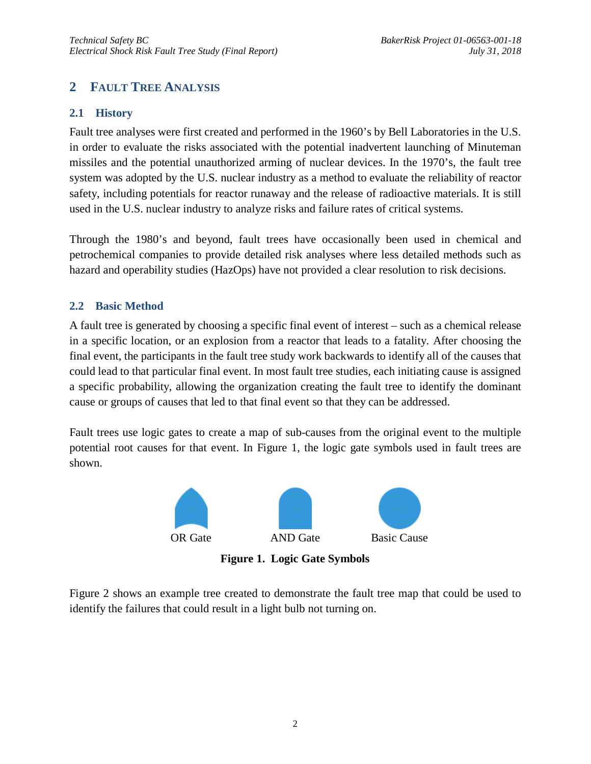# 2 Fault Tree Analysis

## 2.1 History

Fault tree analyses were first created and performed in the 1960's by Bell Laboratories in the U.S. in order to evaluate the risks associated with the potential inadvertent launching of Minuteman missiles and the potential unauthorized arming of nuclear devices. In the 1970's, the fault tree system was adopted by the U.S. nuclear industry as a method to evaluate the reliability of reactor safety, including potentials for reactor runaway and the release of radioactive materials. It is still used in the U.S. nuclear industry to analyze risks and failure rates of critical systems.

Through the 1980's and beyond, fault trees have occasionally been used in chemical and petrochemical companies to provide detailed risk analyses where less detailed methods such as hazard and operability studies (HazOps) have not provided a clear resolution to risk decisions.

## 2.2 Basic Method

A fault tree is generated by choosing a specific final event of interest – such as a chemical release in a specific location, or an explosion from a reactor that leads to a fatality. After choosing the final event, the participants in the fault tree study work backwards to identify all of the causes that could lead to that particular final event. In most fault tree studies, each initiating cause is assigned a specific probability, allowing the organization creating the fault tree to identify the dominant cause or groups of causes that led to that final event so that they can be addressed.

Fault trees use logic gates to create a map of sub-causes from the original event to the multiple potential root causes for that event. In Figure 1, the logic gate symbols used in fault trees are shown.

OR Gate AND Gate Basic Cause

**Figure 1. Logic Gate Symbols**

Figure 2 shows an example tree created to demonstrate the fault tree map that could be used to identify the failures that could result in a light bulb not turning on.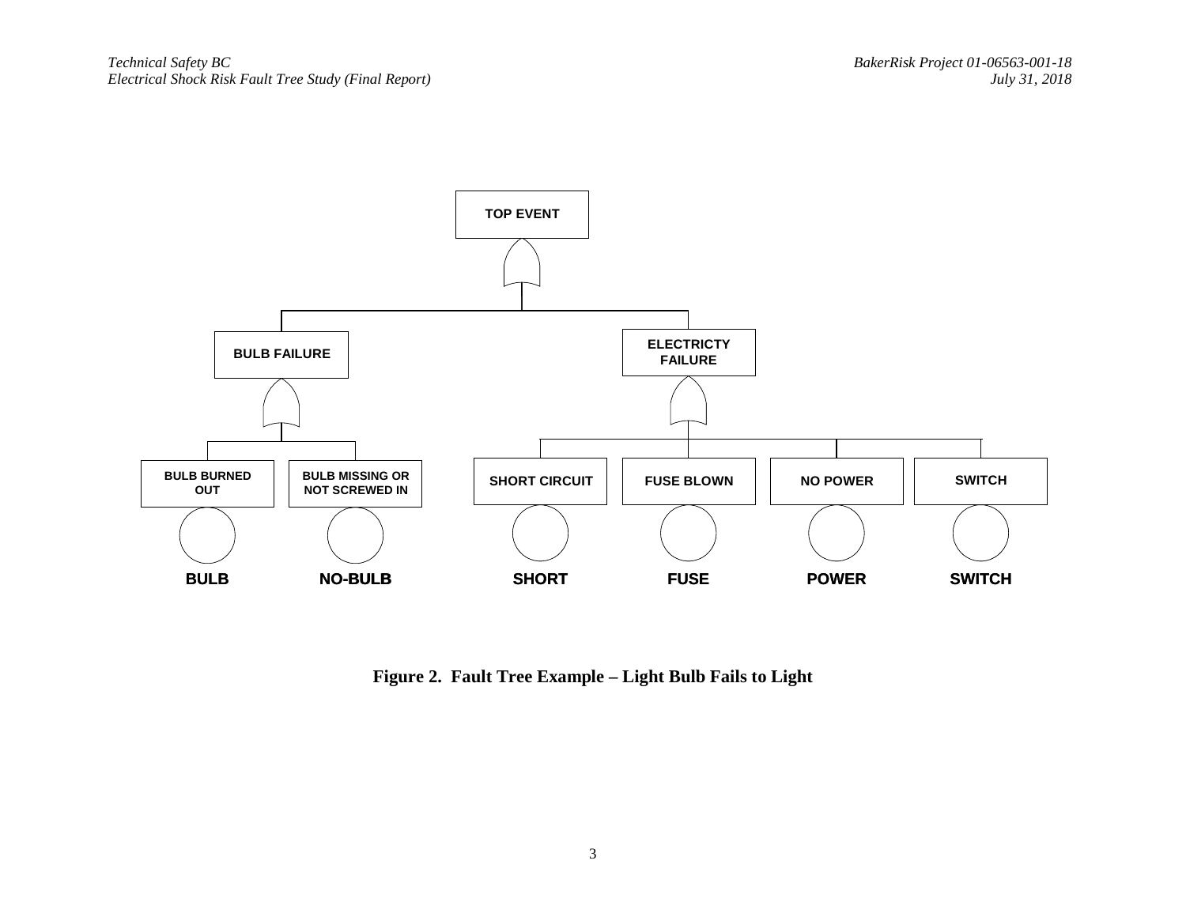TOP EVENT

BULB FAILURE

ELECTRICTY FAILURE

BULB BURNED OUT

BULB MISSING OR NOT SCREWED IN

SHORT CIRCUIT

FUSE BLOWN

NO POWER

SWITCH

BULB

NO-BULB

SHORT

FUSE

POWER

SWITCH

**Figure 2. Fault Tree Example – Light Bulb Fails to Light**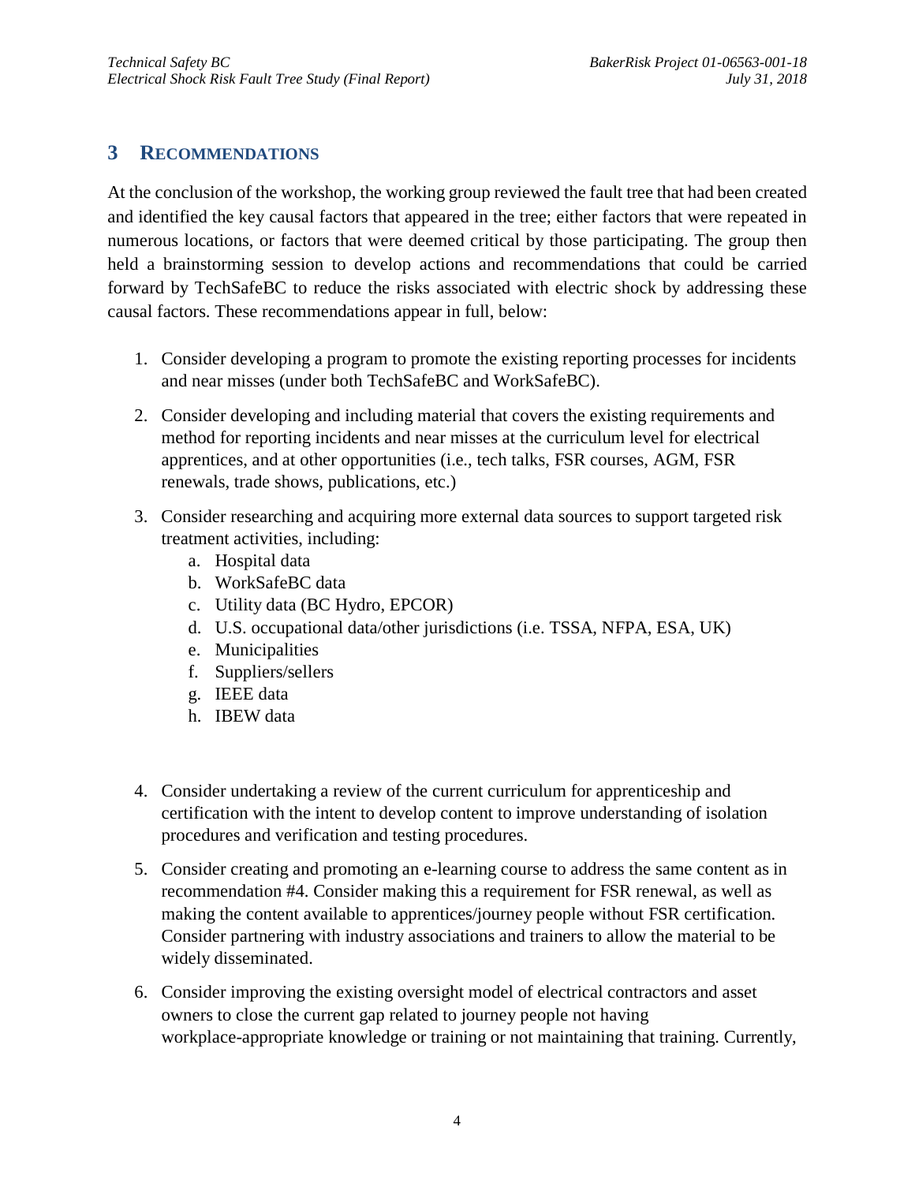## 3 Recommendations

At the conclusion of the workshop, the working group reviewed the fault tree that had been created and identified the key causal factors that appeared in the tree; either factors that were repeated in numerous locations, or factors that were deemed critical by those participating. The group then held a brainstorming session to develop actions and recommendations that could be carried forward by TechSafeBC to reduce the risks associated with electric shock by addressing these causal factors. These recommendations appear in full, below:

1. Consider developing a program to promote the existing reporting processes for incidents and near misses (under both TechSafeBC and WorkSafeBC).
2. Consider developing and including material that covers the existing requirements and method for reporting incidents and near misses at the curriculum level for electrical apprentices, and at other opportunities (i.e., tech talks, FSR courses, AGM, FSR renewals, trade shows, publications, etc.)
3. Consider researching and acquiring more external data sources to support targeted risk treatment activities, including:
   a. Hospital data
   b. WorkSafeBC data
   c. Utility data (BC Hydro, EPCOR)
   d. U.S. occupational data/other jurisdictions (i.e. TSSA, NFPA, ESA, UK)
   e. Municipalities
   f. Suppliers/sellers
   g. IEEE data
   h. IBEW data
4. Consider undertaking a review of the current curriculum for apprenticeship and certification with the intent to develop content to improve understanding of isolation procedures and verification and testing procedures.
5. Consider creating and promoting an e-learning course to address the same content as in recommendation #4. Consider making this a requirement for FSR renewal, as well as making the content available to apprentices/journey people without FSR certification. Consider partnering with industry associations and trainers to allow the material to be widely disseminated.
6. Consider improving the existing oversight model of electrical contractors and asset owners to close the current gap related to journey people not having workplace-appropriate knowledge or training or not maintaining that training. Currently,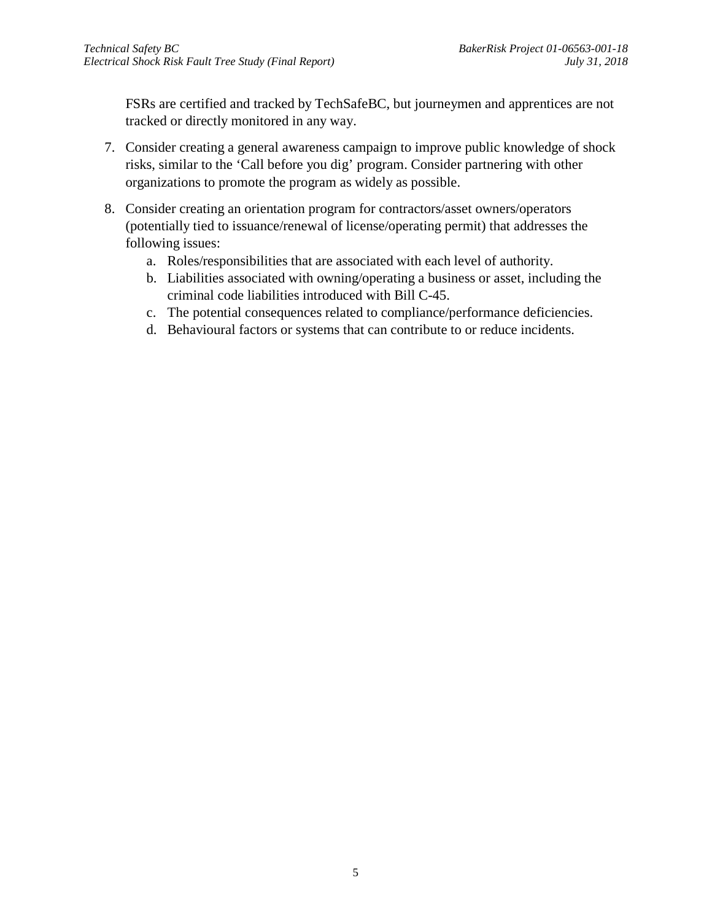FSRs are certified and tracked by TechSafeBC, but journeymen and apprentices are not tracked or directly monitored in any way.

7. Consider creating a general awareness campaign to improve public knowledge of shock risks, similar to the ‘Call before you dig’ program. Consider partnering with other organizations to promote the program as widely as possible.

8. Consider creating an orientation program for contractors/asset owners/operators (potentially tied to issuance/renewal of license/operating permit) that addresses the following issues:
    a. Roles/responsibilities that are associated with each level of authority.
    b. Liabilities associated with owning/operating a business or asset, including the criminal code liabilities introduced with Bill C-45.
    c. The potential consequences related to compliance/performance deficiencies.
    d. Behavioural factors or systems that can contribute to or reduce incidents.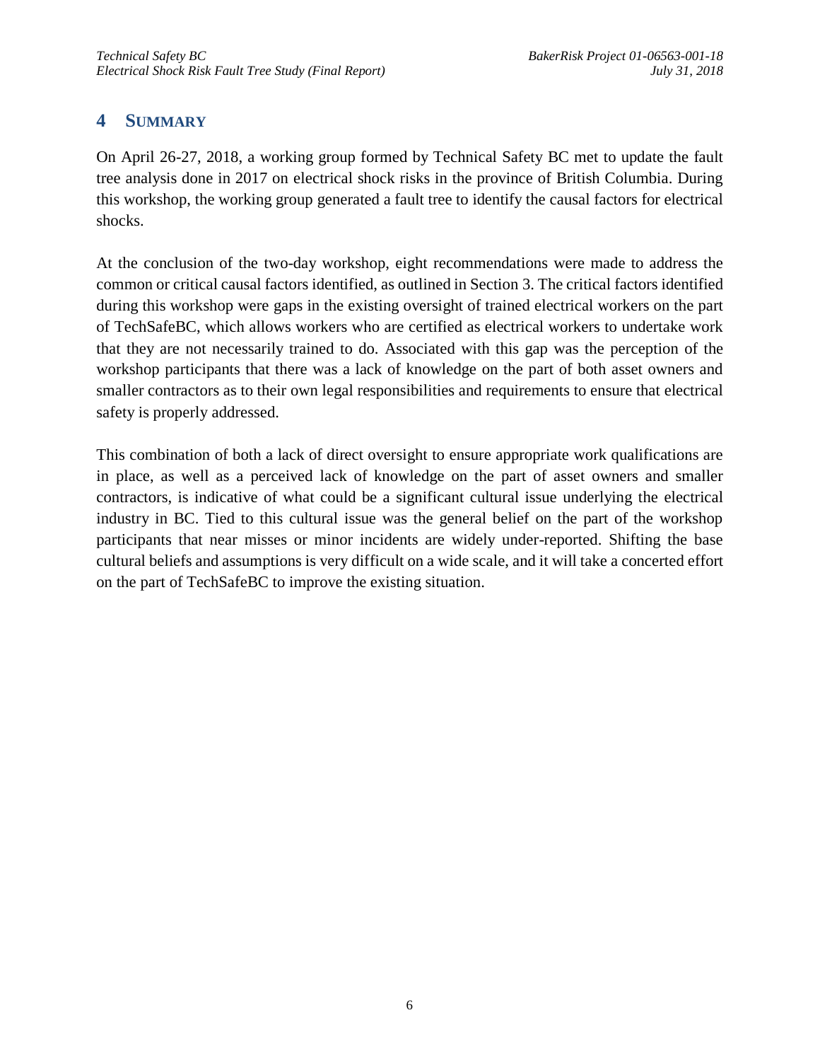# 4 SUMMARY

On April 26-27, 2018, a working group formed by Technical Safety BC met to update the fault tree analysis done in 2017 on electrical shock risks in the province of British Columbia. During this workshop, the working group generated a fault tree to identify the causal factors for electrical shocks.

At the conclusion of the two-day workshop, eight recommendations were made to address the common or critical causal factors identified, as outlined in Section 3. The critical factors identified during this workshop were gaps in the existing oversight of trained electrical workers on the part of TechSafeBC, which allows workers who are certified as electrical workers to undertake work that they are not necessarily trained to do. Associated with this gap was the perception of the workshop participants that there was a lack of knowledge on the part of both asset owners and smaller contractors as to their own legal responsibilities and requirements to ensure that electrical safety is properly addressed.

This combination of both a lack of direct oversight to ensure appropriate work qualifications are in place, as well as a perceived lack of knowledge on the part of asset owners and smaller contractors, is indicative of what could be a significant cultural issue underlying the electrical industry in BC. Tied to this cultural issue was the general belief on the part of the workshop participants that near misses or minor incidents are widely under-reported. Shifting the base cultural beliefs and assumptions is very difficult on a wide scale, and it will take a concerted effort on the part of TechSafeBC to improve the existing situation.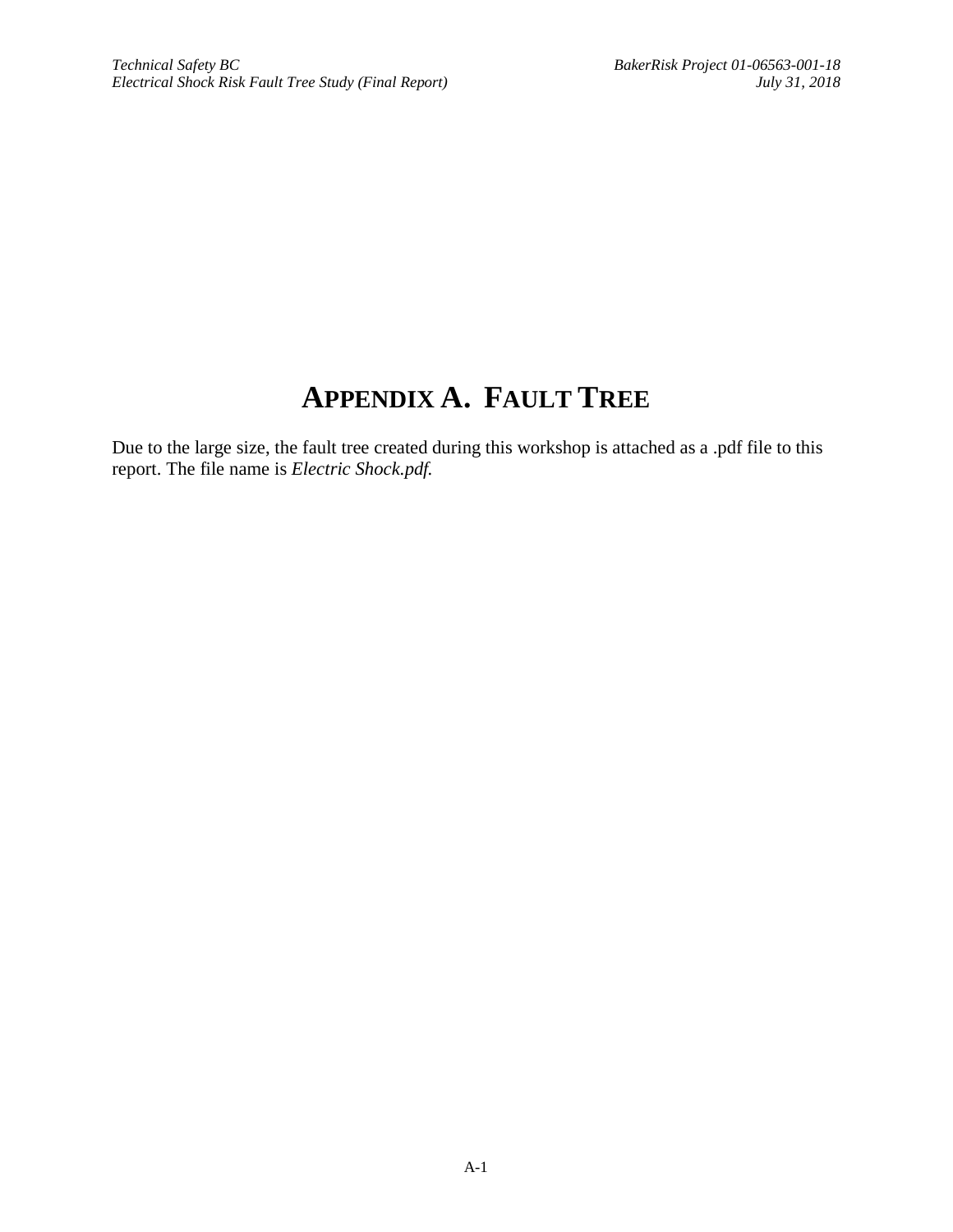# APPENDIX A. FAULT TREE

Due to the large size, the fault tree created during this workshop is attached as a .pdf file to this report. The file name is *Electric Shock.pdf.*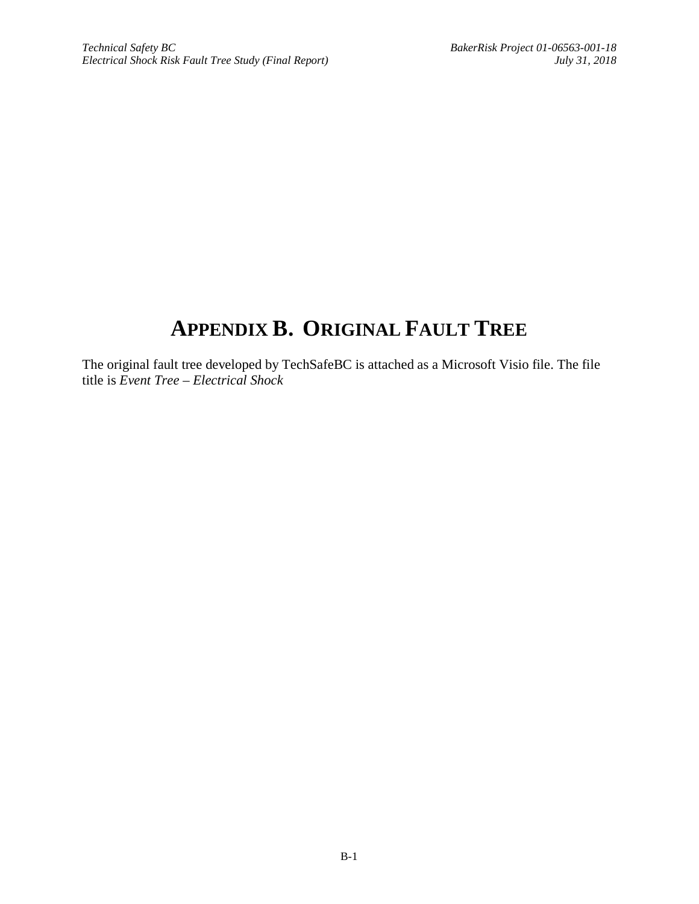# APPENDIX B. ORIGINAL FAULT TREE

The original fault tree developed by TechSafeBC is attached as a Microsoft Visio file. The file title is *Event Tree – Electrical Shock*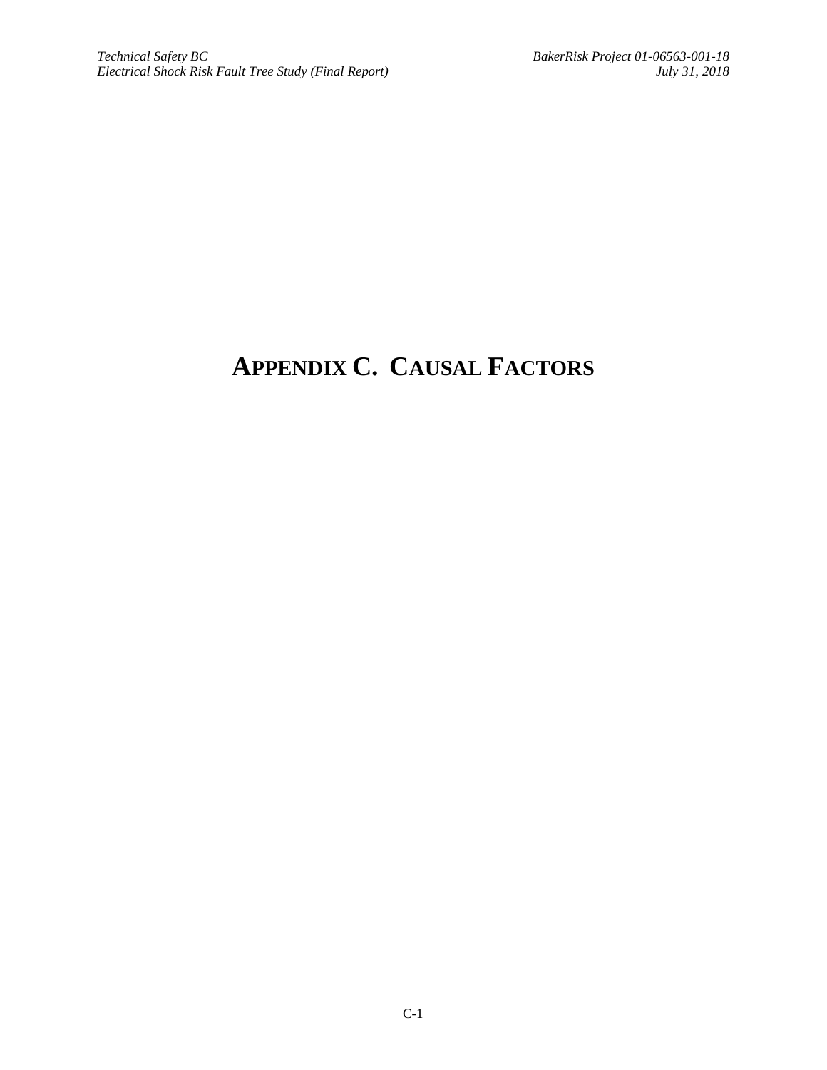# APPENDIX C. CAUSAL FACTORS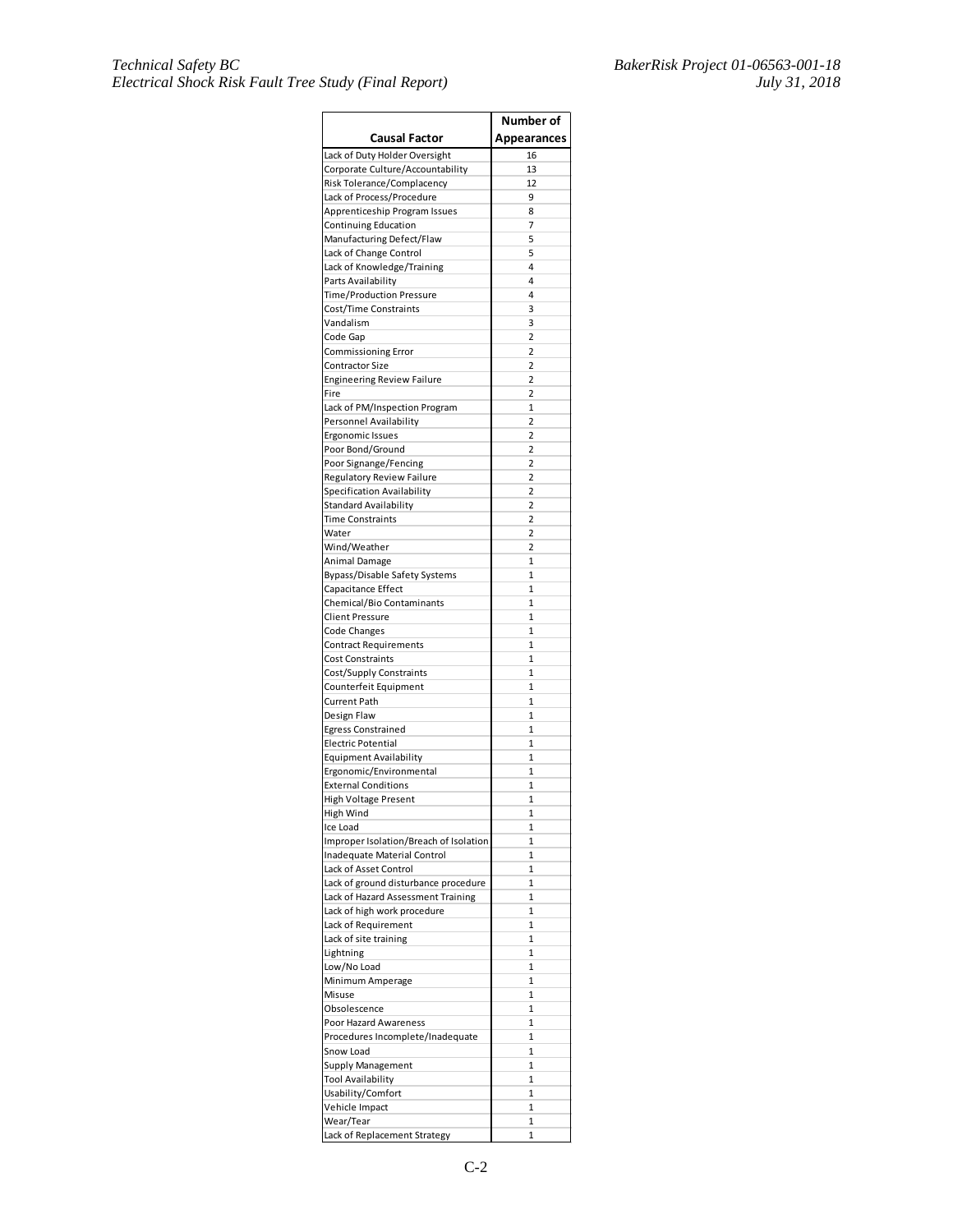| Causal Factor | Number of Appearances |
|---|---|
| Lack of Duty Holder Oversight | 16 |
| Corporate Culture/Accountability | 13 |
| Risk Tolerance/Complacency | 12 |
| Lack of Process/Procedure | 9 |
| Apprenticeship Program Issues | 8 |
| Continuing Education | 7 |
| Manufacturing Defect/Flaw | 5 |
| Lack of Change Control | 5 |
| Lack of Knowledge/Training | 4 |
| Parts Availability | 4 |
| Time/Production Pressure | 4 |
| Cost/Time Constraints | 3 |
| Vandalism | 3 |
| Code Gap | 2 |
| Commissioning Error | 2 |
| Contractor Size | 2 |
| Engineering Review Failure | 2 |
| Fire | 2 |
| Lack of PM/Inspection Program | 1 |
| Personnel Availability | 2 |
| Ergonomic Issues | 2 |
| Poor Bond/Ground | 2 |
| Poor Signange/Fencing | 2 |
| Regulatory Review Failure | 2 |
| Specification Availability | 2 |
| Standard Availability | 2 |
| Time Constraints | 2 |
| Water | 2 |
| Wind/Weather | 2 |
| Animal Damage | 1 |
| Bypass/Disable Safety Systems | 1 |
| Capacitance Effect | 1 |
| Chemical/Bio Contaminants | 1 |
| Client Pressure | 1 |
| Code Changes | 1 |
| Contract Requirements | 1 |
| Cost Constraints | 1 |
| Cost/Supply Constraints | 1 |
| Counterfeit Equipment | 1 |
| Current Path | 1 |
| Design Flaw | 1 |
| Egress Constrained | 1 |
| Electric Potential | 1 |
| Equipment Availability | 1 |
| Ergonomic/Environmental | 1 |
| External Conditions | 1 |
| High Voltage Present | 1 |
| High Wind | 1 |
| Ice Load | 1 |
| Improper Isolation/Breach of Isolation | 1 |
| Inadequate Material Control | 1 |
| Lack of Asset Control | 1 |
| Lack of ground disturbance procedure | 1 |
| Lack of Hazard Assessment Training | 1 |
| Lack of high work procedure | 1 |
| Lack of Requirement | 1 |
| Lack of site training | 1 |
| Lightning | 1 |
| Low/No Load | 1 |
| Minimum Amperage | 1 |
| Misuse | 1 |
| Obsolescence | 1 |
| Poor Hazard Awareness | 1 |
| Procedures Incomplete/Inadequate | 1 |
| Snow Load | 1 |
| Supply Management | 1 |
| Tool Availability | 1 |
| Usability/Comfort | 1 |
| Vehicle Impact | 1 |
| Wear/Tear | 1 |
| Lack of Replacement Strategy | 1 |